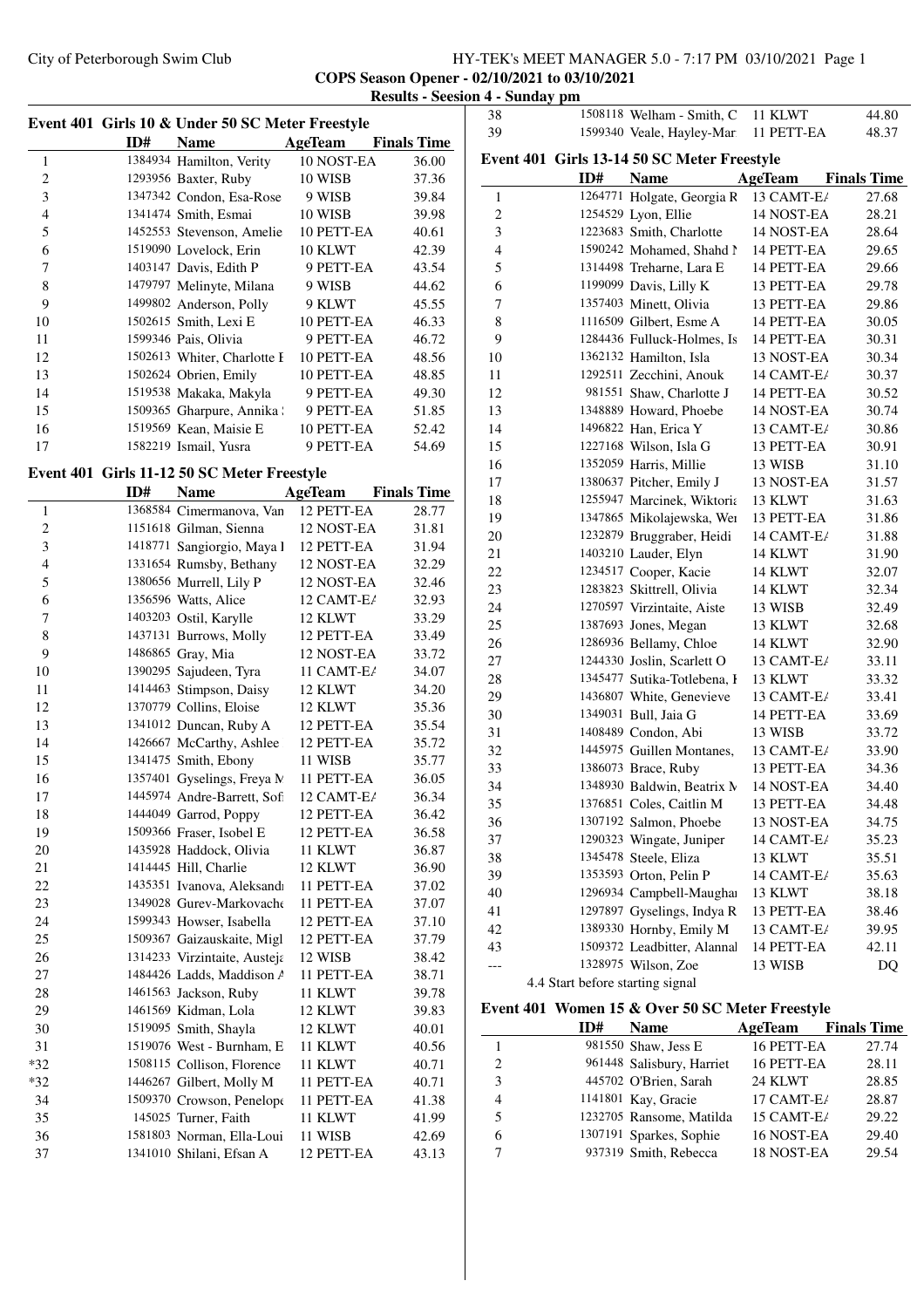City of Peterborough Swim Club

**COPS Season Opener - 02/10/2021 to 03/10/2021**

**Results - Session 4 - Sunday pm**

### Event 401 Girls 10 & Under 50 SC Meter Freestyle

| | ID# | Name | AgeTeam | Finals Time |
|---|---|---|---|---|
| 1 | 1384934 | Hamilton, Verity | 10 NOST-EA | 36.00 |
| 2 | 1293956 | Baxter, Ruby | 10 WISB | 37.36 |
| 3 | 1347342 | Condon, Esa-Rose | 9 WISB | 39.84 |
| 4 | 1341474 | Smith, Esmai | 10 WISB | 39.98 |
| 5 | 1452553 | Stevenson, Amelie | 10 PETT-EA | 40.61 |
| 6 | 1519090 | Lovelock, Erin | 10 KLWT | 42.39 |
| 7 | 1403147 | Davis, Edith P | 9 PETT-EA | 43.54 |
| 8 | 1479797 | Melinyte, Milana | 9 WISB | 44.62 |
| 9 | 1499802 | Anderson, Polly | 9 KLWT | 45.55 |
| 10 | 1502615 | Smith, Lexi E | 10 PETT-EA | 46.33 |
| 11 | 1599346 | Pais, Olivia | 9 PETT-EA | 46.72 |
| 12 | 1502613 | Whiter, Charlotte E | 10 PETT-EA | 48.56 |
| 13 | 1502624 | Obrien, Emily | 10 PETT-EA | 48.85 |
| 14 | 1519538 | Makaka, Makyla | 9 PETT-EA | 49.30 |
| 15 | 1509365 | Gharpure, Annika | 9 PETT-EA | 51.85 |
| 16 | 1519569 | Kean, Maisie E | 10 PETT-EA | 52.42 |
| 17 | 1582219 | Ismail, Yusra | 9 PETT-EA | 54.69 |

### Event 401 Girls 11-12 50 SC Meter Freestyle

| | ID# | Name | AgeTeam | Finals Time |
|---|---|---|---|---|
| 1 | 1368584 | Cimermanova, Van | 12 PETT-EA | 28.77 |
| 2 | 1151618 | Gilman, Sienna | 12 NOST-EA | 31.81 |
| 3 | 1418771 | Sangiorgio, Maya I | 12 PETT-EA | 31.94 |
| 4 | 1331654 | Rumsby, Bethany | 12 NOST-EA | 32.29 |
| 5 | 1380656 | Murrell, Lily P | 12 NOST-EA | 32.46 |
| 6 | 1356596 | Watts, Alice | 12 CAMT-EA | 32.93 |
| 7 | 1403203 | Ostil, Karylle | 12 KLWT | 33.29 |
| 8 | 1437131 | Burrows, Molly | 12 PETT-EA | 33.49 |
| 9 | 1486865 | Gray, Mia | 12 NOST-EA | 33.72 |
| 10 | 1390295 | Sajudeen, Tyra | 11 CAMT-EA | 34.07 |
| 11 | 1414463 | Stimpson, Daisy | 12 KLWT | 34.20 |
| 12 | 1370779 | Collins, Eloise | 12 KLWT | 35.36 |
| 13 | 1341012 | Duncan, Ruby A | 12 PETT-EA | 35.54 |
| 14 | 1426667 | McCarthy, Ashlee | 12 PETT-EA | 35.72 |
| 15 | 1341475 | Smith, Ebony | 11 WISB | 35.77 |
| 16 | 1357401 | Gyselings, Freya M | 11 PETT-EA | 36.05 |
| 17 | 1445974 | Andre-Barrett, Sofi | 12 CAMT-EA | 36.34 |
| 18 | 1444049 | Garrod, Poppy | 12 PETT-EA | 36.42 |
| 19 | 1509366 | Fraser, Isobel E | 12 PETT-EA | 36.58 |
| 20 | 1435928 | Haddock, Olivia | 11 KLWT | 36.87 |
| 21 | 1414445 | Hill, Charlie | 12 KLWT | 36.90 |
| 22 | 1435351 | Ivanova, Aleksandı | 11 PETT-EA | 37.02 |
| 23 | 1349028 | Gurev-Markovache | 11 PETT-EA | 37.07 |
| 24 | 1599343 | Howser, Isabella | 12 PETT-EA | 37.10 |
| 25 | 1509367 | Gaizauskaite, Migl | 12 PETT-EA | 37.79 |
| 26 | 1314233 | Virzintaite, Austeja | 12 WISB | 38.42 |
| 27 | 1484426 | Ladds, Maddison A | 11 PETT-EA | 38.71 |
| 28 | 1461563 | Jackson, Ruby | 11 KLWT | 39.78 |
| 29 | 1461569 | Kidman, Lola | 12 KLWT | 39.83 |
| 30 | 1519095 | Smith, Shayla | 12 KLWT | 40.01 |
| 31 | 1519076 | West - Burnham, E | 11 KLWT | 40.56 |
| *32 | 1508115 | Collison, Florence | 11 KLWT | 40.71 |
| *32 | 1446267 | Gilbert, Molly M | 11 PETT-EA | 40.71 |
| 34 | 1509370 | Crowson, Penelope | 11 PETT-EA | 41.38 |
| 35 | 145025 | Turner, Faith | 11 KLWT | 41.99 |
| 36 | 1581803 | Norman, Ella-Loui | 11 WISB | 42.69 |
| 37 | 1341010 | Shilani, Efsan A | 12 PETT-EA | 43.13 |
| 38 | 1508118 | Welham - Smith, C | 11 KLWT | 44.80 |
| 39 | 1599340 | Veale, Hayley-Mar | 11 PETT-EA | 48.37 |

### Event 401 Girls 13-14 50 SC Meter Freestyle

| | ID# | Name | AgeTeam | Finals Time |
|---|---|---|---|---|
| 1 | 1264771 | Holgate, Georgia R | 13 CAMT-EA | 27.68 |
| 2 | 1254529 | Lyon, Ellie | 14 NOST-EA | 28.21 |
| 3 | 1223683 | Smith, Charlotte | 14 NOST-EA | 28.64 |
| 4 | 1590242 | Mohamed, Shahd M | 14 PETT-EA | 29.65 |
| 5 | 1314498 | Treharne, Lara E | 14 PETT-EA | 29.66 |
| 6 | 1199099 | Davis, Lilly K | 13 PETT-EA | 29.78 |
| 7 | 1357403 | Minett, Olivia | 13 PETT-EA | 29.86 |
| 8 | 1116509 | Gilbert, Esme A | 14 PETT-EA | 30.05 |
| 9 | 1284436 | Fulluck-Holmes, Is | 14 PETT-EA | 30.31 |
| 10 | 1362132 | Hamilton, Isla | 13 NOST-EA | 30.34 |
| 11 | 1292511 | Zecchini, Anouk | 14 CAMT-EA | 30.37 |
| 12 | 981551 | Shaw, Charlotte J | 14 PETT-EA | 30.52 |
| 13 | 1348889 | Howard, Phoebe | 14 NOST-EA | 30.74 |
| 14 | 1496822 | Han, Erica Y | 13 CAMT-EA | 30.86 |
| 15 | 1227168 | Wilson, Isla G | 13 PETT-EA | 30.91 |
| 16 | 1352059 | Harris, Millie | 13 WISB | 31.10 |
| 17 | 1380637 | Pitcher, Emily J | 13 NOST-EA | 31.57 |
| 18 | 1255947 | Marcinek, Wiktoria | 13 KLWT | 31.63 |
| 19 | 1347865 | Mikolajewska, Wer | 13 PETT-EA | 31.86 |
| 20 | 1232879 | Bruggraber, Heidi | 14 CAMT-EA | 31.88 |
| 21 | 1403210 | Lauder, Elyn | 14 KLWT | 31.90 |
| 22 | 1234517 | Cooper, Kacie | 14 KLWT | 32.07 |
| 23 | 1283823 | Skittrell, Olivia | 14 KLWT | 32.34 |
| 24 | 1270597 | Virzintaite, Aiste | 13 WISB | 32.49 |
| 25 | 1387693 | Jones, Megan | 13 KLWT | 32.68 |
| 26 | 1286936 | Bellamy, Chloe | 14 KLWT | 32.90 |
| 27 | 1244330 | Joslin, Scarlett O | 13 CAMT-EA | 33.11 |
| 28 | 1345477 | Sutika-Totlebena, I | 13 KLWT | 33.32 |
| 29 | 1436807 | White, Genevieve | 13 CAMT-EA | 33.41 |
| 30 | 1349031 | Bull, Jaia G | 14 PETT-EA | 33.69 |
| 31 | 1408489 | Condon, Abi | 13 WISB | 33.72 |
| 32 | 1445975 | Guillen Montanes, | 13 CAMT-EA | 33.90 |
| 33 | 1386073 | Brace, Ruby | 13 PETT-EA | 34.36 |
| 34 | 1348930 | Baldwin, Beatrix M | 14 NOST-EA | 34.40 |
| 35 | 1376851 | Coles, Caitlin M | 13 PETT-EA | 34.48 |
| 36 | 1307192 | Salmon, Phoebe | 13 NOST-EA | 34.75 |
| 37 | 1290323 | Wingate, Juniper | 14 CAMT-EA | 35.23 |
| 38 | 1345478 | Steele, Eliza | 13 KLWT | 35.51 |
| 39 | 1353593 | Orton, Pelin P | 14 CAMT-EA | 35.63 |
| 40 | 1296934 | Campbell-Maughan | 13 KLWT | 38.18 |
| 41 | 1297897 | Gyselings, Indya R | 13 PETT-EA | 38.46 |
| 42 | 1389330 | Hornby, Emily M | 13 CAMT-EA | 39.95 |
| 43 | 1509372 | Leadbitter, Alannal | 14 PETT-EA | 42.11 |
| --- | 1328975 | Wilson, Zoe | 13 WISB | DQ |

4.4 Start before starting signal

### Event 401 Women 15 & Over 50 SC Meter Freestyle

| | ID# | Name | AgeTeam | Finals Time |
|---|---|---|---|---|
| 1 | 981550 | Shaw, Jess E | 16 PETT-EA | 27.74 |
| 2 | 961448 | Salisbury, Harriet | 16 PETT-EA | 28.11 |
| 3 | 445702 | O'Brien, Sarah | 24 KLWT | 28.85 |
| 4 | 1141801 | Kay, Gracie | 17 CAMT-EA | 28.87 |
| 5 | 1232705 | Ransome, Matilda | 15 CAMT-EA | 29.22 |
| 6 | 1307191 | Sparkes, Sophie | 16 NOST-EA | 29.40 |
| 7 | 937319 | Smith, Rebecca | 18 NOST-EA | 29.54 |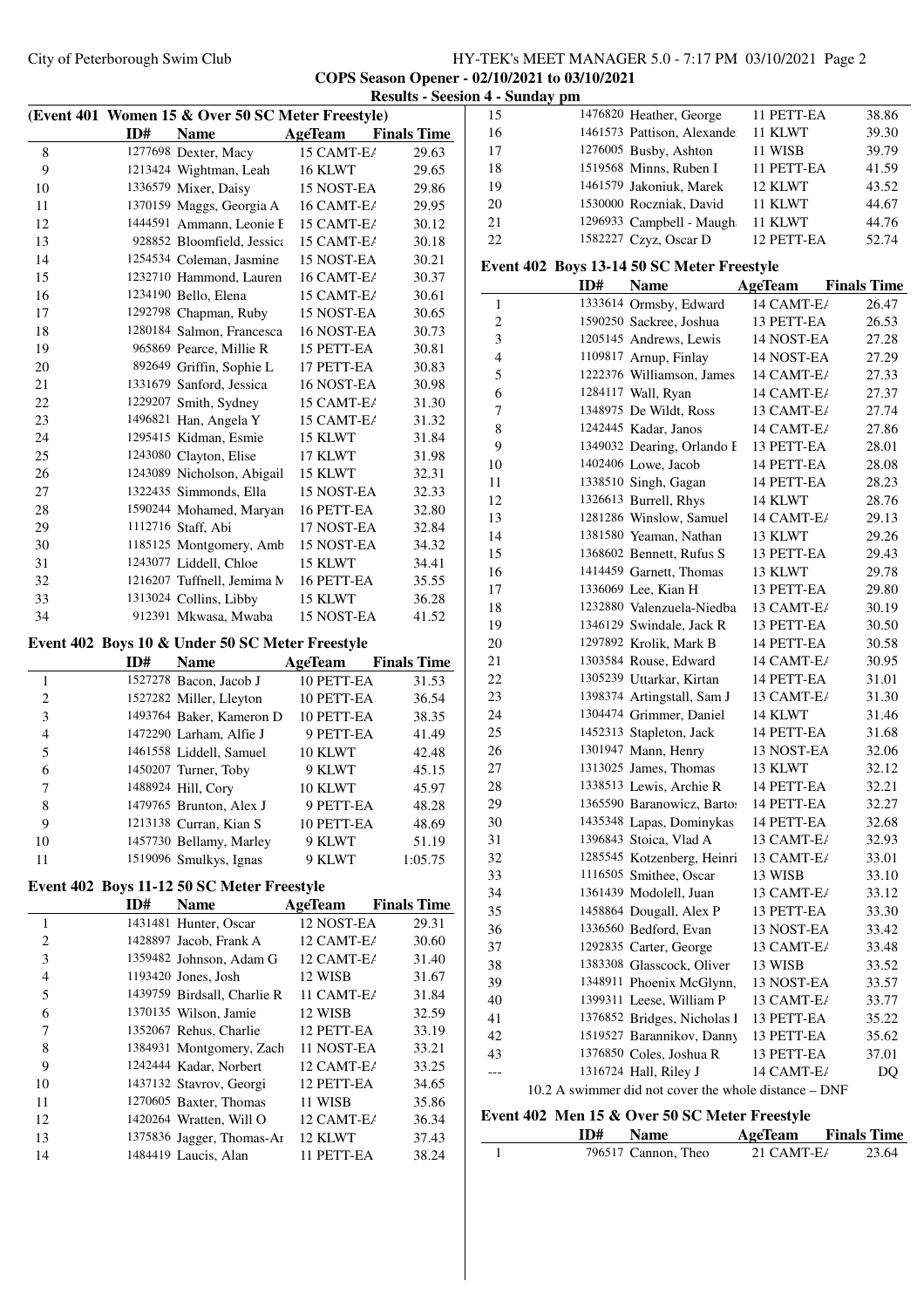**COPS Season Opener - 02/10/2021 to 03/10/2021**

**Results - Seesion 4 - Sunday pm**

### (Event 401 Women 15 & Over 50 SC Meter Freestyle)

| | ID# | Name | AgeTeam | | Finals Time |
|---|---|---|---|---|---|
| 8 | 1277698 | Dexter, Macy | 15 | CAMT-EA | 29.63 |
| 9 | 1213424 | Wightman, Leah | 16 | KLWT | 29.65 |
| 10 | 1336579 | Mixer, Daisy | 15 | NOST-EA | 29.86 |
| 11 | 1370159 | Maggs, Georgia A | 16 | CAMT-EA | 29.95 |
| 12 | 1444591 | Ammann, Leonie E | 15 | CAMT-EA | 30.12 |
| 13 | 928852 | Bloomfield, Jessica | 15 | CAMT-EA | 30.18 |
| 14 | 1254534 | Coleman, Jasmine | 15 | NOST-EA | 30.21 |
| 15 | 1232710 | Hammond, Lauren | 16 | CAMT-EA | 30.37 |
| 16 | 1234190 | Bello, Elena | 15 | CAMT-EA | 30.61 |
| 17 | 1292798 | Chapman, Ruby | 15 | NOST-EA | 30.65 |
| 18 | 1280184 | Salmon, Francesca | 16 | NOST-EA | 30.73 |
| 19 | 965869 | Pearce, Millie R | 15 | PETT-EA | 30.81 |
| 20 | 892649 | Griffin, Sophie L | 17 | PETT-EA | 30.83 |
| 21 | 1331679 | Sanford, Jessica | 16 | NOST-EA | 30.98 |
| 22 | 1229207 | Smith, Sydney | 15 | CAMT-EA | 31.30 |
| 23 | 1496821 | Han, Angela Y | 15 | CAMT-EA | 31.32 |
| 24 | 1295415 | Kidman, Esmie | 15 | KLWT | 31.84 |
| 25 | 1243080 | Clayton, Elise | 17 | KLWT | 31.98 |
| 26 | 1243089 | Nicholson, Abigail | 15 | KLWT | 32.31 |
| 27 | 1322435 | Simmonds, Ella | 15 | NOST-EA | 32.33 |
| 28 | 1590244 | Mohamed, Maryan | 16 | PETT-EA | 32.80 |
| 29 | 1112716 | Staff, Abi | 17 | NOST-EA | 32.84 |
| 30 | 1185125 | Montgomery, Amb | 15 | NOST-EA | 34.32 |
| 31 | 1243077 | Liddell, Chloe | 15 | KLWT | 34.41 |
| 32 | 1216207 | Tuffnell, Jemima M | 16 | PETT-EA | 35.55 |
| 33 | 1313024 | Collins, Libby | 15 | KLWT | 36.28 |
| 34 | 912391 | Mkwasa, Mwaba | 15 | NOST-EA | 41.52 |

### Event 402 Boys 10 & Under 50 SC Meter Freestyle

| | ID# | Name | AgeTeam | | Finals Time |
|---|---|---|---|---|---|
| 1 | 1527278 | Bacon, Jacob J | 10 | PETT-EA | 31.53 |
| 2 | 1527282 | Miller, Lleyton | 10 | PETT-EA | 36.54 |
| 3 | 1493764 | Baker, Kameron D | 10 | PETT-EA | 38.35 |
| 4 | 1472290 | Larham, Alfie J | 9 | PETT-EA | 41.49 |
| 5 | 1461558 | Liddell, Samuel | 10 | KLWT | 42.48 |
| 6 | 1450207 | Turner, Toby | 9 | KLWT | 45.15 |
| 7 | 1488924 | Hill, Cory | 10 | KLWT | 45.97 |
| 8 | 1479765 | Brunton, Alex J | 9 | PETT-EA | 48.28 |
| 9 | 1213138 | Curran, Kian S | 10 | PETT-EA | 48.69 |
| 10 | 1457730 | Bellamy, Marley | 9 | KLWT | 51.19 |
| 11 | 1519096 | Smulkys, Ignas | 9 | KLWT | 1:05.75 |

### Event 402 Boys 11-12 50 SC Meter Freestyle

| | ID# | Name | AgeTeam | | Finals Time |
|---|---|---|---|---|---|
| 1 | 1431481 | Hunter, Oscar | 12 | NOST-EA | 29.31 |
| 2 | 1428897 | Jacob, Frank A | 12 | CAMT-EA | 30.60 |
| 3 | 1359482 | Johnson, Adam G | 12 | CAMT-EA | 31.40 |
| 4 | 1193420 | Jones, Josh | 12 | WISB | 31.67 |
| 5 | 1439759 | Birdsall, Charlie R | 11 | CAMT-EA | 31.84 |
| 6 | 1370135 | Wilson, Jamie | 12 | WISB | 32.59 |
| 7 | 1352067 | Rehus, Charlie | 12 | PETT-EA | 33.19 |
| 8 | 1384931 | Montgomery, Zach | 11 | NOST-EA | 33.21 |
| 9 | 1242444 | Kadar, Norbert | 12 | CAMT-EA | 33.25 |
| 10 | 1437132 | Stavrov, Georgi | 12 | PETT-EA | 34.65 |
| 11 | 1270605 | Baxter, Thomas | 11 | WISB | 35.86 |
| 12 | 1420264 | Wratten, Will O | 12 | CAMT-EA | 36.34 |
| 13 | 1375836 | Jagger, Thomas-Ar | 12 | KLWT | 37.43 |
| 14 | 1484419 | Laucis, Alan | 11 | PETT-EA | 38.24 |
| 15 | 1476820 | Heather, George | 11 | PETT-EA | 38.86 |
| 16 | 1461573 | Pattison, Alexande | 11 | KLWT | 39.30 |
| 17 | 1276005 | Busby, Ashton | 11 | WISB | 39.79 |
| 18 | 1519568 | Minns, Ruben I | 11 | PETT-EA | 41.59 |
| 19 | 1461579 | Jakoniuk, Marek | 12 | KLWT | 43.52 |
| 20 | 1530000 | Roczniak, David | 11 | KLWT | 44.67 |
| 21 | 1296933 | Campbell - Maugh | 11 | KLWT | 44.76 |
| 22 | 1582227 | Czyz, Oscar D | 12 | PETT-EA | 52.74 |

### Event 402 Boys 13-14 50 SC Meter Freestyle

| | ID# | Name | AgeTeam | | Finals Time |
|---|---|---|---|---|---|
| 1 | 1333614 | Ormsby, Edward | 14 | CAMT-EA | 26.47 |
| 2 | 1590250 | Sackree, Joshua | 13 | PETT-EA | 26.53 |
| 3 | 1205145 | Andrews, Lewis | 14 | NOST-EA | 27.28 |
| 4 | 1109817 | Arnup, Finlay | 14 | NOST-EA | 27.29 |
| 5 | 1222376 | Williamson, James | 14 | CAMT-EA | 27.33 |
| 6 | 1284117 | Wall, Ryan | 14 | CAMT-EA | 27.37 |
| 7 | 1348975 | De Wildt, Ross | 13 | CAMT-EA | 27.74 |
| 8 | 1242445 | Kadar, Janos | 14 | CAMT-EA | 27.86 |
| 9 | 1349032 | Dearing, Orlando E | 13 | PETT-EA | 28.01 |
| 10 | 1402406 | Lowe, Jacob | 14 | PETT-EA | 28.08 |
| 11 | 1338510 | Singh, Gagan | 14 | PETT-EA | 28.23 |
| 12 | 1326613 | Burrell, Rhys | 14 | KLWT | 28.76 |
| 13 | 1281286 | Winslow, Samuel | 14 | CAMT-EA | 29.13 |
| 14 | 1381580 | Yeaman, Nathan | 13 | KLWT | 29.26 |
| 15 | 1368602 | Bennett, Rufus S | 13 | PETT-EA | 29.43 |
| 16 | 1414459 | Garnett, Thomas | 13 | KLWT | 29.78 |
| 17 | 1336069 | Lee, Kian H | 13 | PETT-EA | 29.80 |
| 18 | 1232880 | Valenzuela-Niedba | 13 | CAMT-EA | 30.19 |
| 19 | 1346129 | Swindale, Jack R | 13 | PETT-EA | 30.50 |
| 20 | 1297892 | Krolik, Mark B | 14 | PETT-EA | 30.58 |
| 21 | 1303584 | Rouse, Edward | 14 | CAMT-EA | 30.95 |
| 22 | 1305239 | Uttarkar, Kirtan | 14 | PETT-EA | 31.01 |
| 23 | 1398374 | Artingstall, Sam J | 13 | CAMT-EA | 31.30 |
| 24 | 1304474 | Grimmer, Daniel | 14 | KLWT | 31.46 |
| 25 | 1452313 | Stapleton, Jack | 14 | PETT-EA | 31.68 |
| 26 | 1301947 | Mann, Henry | 13 | NOST-EA | 32.06 |
| 27 | 1313025 | James, Thomas | 13 | KLWT | 32.12 |
| 28 | 1338513 | Lewis, Archie R | 14 | PETT-EA | 32.21 |
| 29 | 1365590 | Baranowicz, Bartos | 14 | PETT-EA | 32.27 |
| 30 | 1435348 | Lapas, Dominykas | 14 | PETT-EA | 32.68 |
| 31 | 1396843 | Stoica, Vlad A | 13 | CAMT-EA | 32.93 |
| 32 | 1285545 | Kotzenberg, Heinri | 13 | CAMT-EA | 33.01 |
| 33 | 1116505 | Smithee, Oscar | 13 | WISB | 33.10 |
| 34 | 1361439 | Modolell, Juan | 13 | CAMT-EA | 33.12 |
| 35 | 1458864 | Dougall, Alex P | 13 | PETT-EA | 33.30 |
| 36 | 1336560 | Bedford, Evan | 13 | NOST-EA | 33.42 |
| 37 | 1292835 | Carter, George | 13 | CAMT-EA | 33.48 |
| 38 | 1383308 | Glasscock, Oliver | 13 | WISB | 33.52 |
| 39 | 1348911 | Phoenix McGlynn, | 13 | NOST-EA | 33.57 |
| 40 | 1399311 | Leese, William P | 13 | CAMT-EA | 33.77 |
| 41 | 1376852 | Bridges, Nicholas I | 13 | PETT-EA | 35.22 |
| 42 | 1519527 | Barannikov, Danny | 13 | PETT-EA | 35.62 |
| 43 | 1376850 | Coles, Joshua R | 13 | PETT-EA | 37.01 |
| --- | 1316724 | Hall, Riley J | 14 | CAMT-EA | DQ |

10.2 A swimmer did not cover the whole distance – DNF

### Event 402 Men 15 & Over 50 SC Meter Freestyle

| | ID# | Name | AgeTeam | | Finals Time |
|---|---|---|---|---|---|
| 1 | 796517 | Cannon, Theo | 21 | CAMT-EA | 23.64 |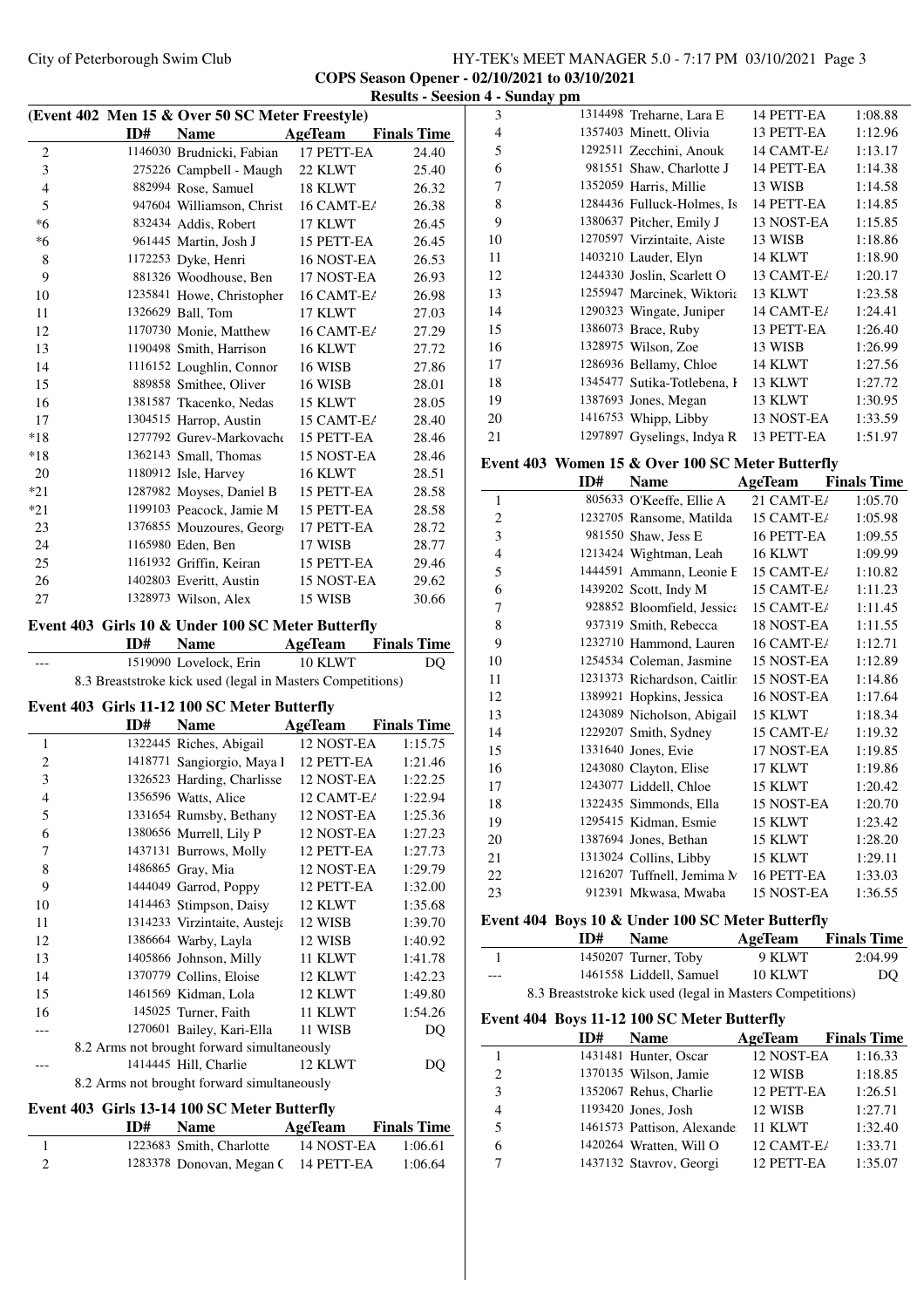City of Peterborough Swim Club

**COPS Season Opener - 02/10/2021 to 03/10/2021**

**Results - Seesion 4 - Sunday pm**

### (Event 402 Men 15 & Over 50 SC Meter Freestyle)

| | ID# | Name | AgeTeam | Finals Time |
|---|---|---|---|---|
| 2 | 1146030 | Brudnicki, Fabian | 17 PETT-EA | 24.40 |
| 3 | 275226 | Campbell - Maugh | 22 KLWT | 25.40 |
| 4 | 882994 | Rose, Samuel | 18 KLWT | 26.32 |
| 5 | 947604 | Williamson, Christ | 16 CAMT-EA | 26.38 |
| *6 | 832434 | Addis, Robert | 17 KLWT | 26.45 |
| *6 | 961445 | Martin, Josh J | 15 PETT-EA | 26.45 |
| 8 | 1172253 | Dyke, Henri | 16 NOST-EA | 26.53 |
| 9 | 881326 | Woodhouse, Ben | 17 NOST-EA | 26.93 |
| 10 | 1235841 | Howe, Christopher | 16 CAMT-EA | 26.98 |
| 11 | 1326629 | Ball, Tom | 17 KLWT | 27.03 |
| 12 | 1170730 | Monie, Matthew | 16 CAMT-EA | 27.29 |
| 13 | 1190498 | Smith, Harrison | 16 KLWT | 27.72 |
| 14 | 1116152 | Loughlin, Connor | 16 WISB | 27.86 |
| 15 | 889858 | Smithee, Oliver | 16 WISB | 28.01 |
| 16 | 1381587 | Tkacenko, Nedas | 15 KLWT | 28.05 |
| 17 | 1304515 | Harrop, Austin | 15 CAMT-EA | 28.40 |
| *18 | 1277792 | Gurev-Markovache | 15 PETT-EA | 28.46 |
| *18 | 1362143 | Small, Thomas | 15 NOST-EA | 28.46 |
| 20 | 1180912 | Isle, Harvey | 16 KLWT | 28.51 |
| *21 | 1287982 | Moyses, Daniel B | 15 PETT-EA | 28.58 |
| *21 | 1199103 | Peacock, Jamie M | 15 PETT-EA | 28.58 |
| 23 | 1376855 | Mouzoures, George | 17 PETT-EA | 28.72 |
| 24 | 1165980 | Eden, Ben | 17 WISB | 28.77 |
| 25 | 1161932 | Griffin, Keiran | 15 PETT-EA | 29.46 |
| 26 | 1402803 | Everitt, Austin | 15 NOST-EA | 29.62 |
| 27 | 1328973 | Wilson, Alex | 15 WISB | 30.66 |

### Event 403 Girls 10 & Under 100 SC Meter Butterfly

| | ID# | Name | AgeTeam | Finals Time |
|---|---|---|---|---|
| --- | 1519090 | Lovelock, Erin | 10 KLWT | DQ |
| | | 8.3 Breaststroke kick used (legal in Masters Competitions) | | |

### Event 403 Girls 11-12 100 SC Meter Butterfly

| | ID# | Name | AgeTeam | Finals Time |
|---|---|---|---|---|
| 1 | 1322445 | Riches, Abigail | 12 NOST-EA | 1:15.75 |
| 2 | 1418771 | Sangiorgio, Maya I | 12 PETT-EA | 1:21.46 |
| 3 | 1326523 | Harding, Charlisse | 12 NOST-EA | 1:22.25 |
| 4 | 1356596 | Watts, Alice | 12 CAMT-EA | 1:22.94 |
| 5 | 1331654 | Rumsby, Bethany | 12 NOST-EA | 1:25.36 |
| 6 | 1380656 | Murrell, Lily P | 12 NOST-EA | 1:27.23 |
| 7 | 1437131 | Burrows, Molly | 12 PETT-EA | 1:27.73 |
| 8 | 1486865 | Gray, Mia | 12 NOST-EA | 1:29.79 |
| 9 | 1444049 | Garrod, Poppy | 12 PETT-EA | 1:32.00 |
| 10 | 1414463 | Stimpson, Daisy | 12 KLWT | 1:35.68 |
| 11 | 1314233 | Virzintaite, Austeja | 12 WISB | 1:39.70 |
| 12 | 1386664 | Warby, Layla | 12 WISB | 1:40.92 |
| 13 | 1405866 | Johnson, Milly | 11 KLWT | 1:41.78 |
| 14 | 1370779 | Collins, Eloise | 12 KLWT | 1:42.23 |
| 15 | 1461569 | Kidman, Lola | 12 KLWT | 1:49.80 |
| 16 | 145025 | Turner, Faith | 11 KLWT | 1:54.26 |
| --- | 1270601 | Bailey, Kari-Ella | 11 WISB | DQ |
| | | 8.2 Arms not brought forward simultaneously | | |
| --- | 1414445 | Hill, Charlie | 12 KLWT | DQ |
| | | 8.2 Arms not brought forward simultaneously | | |

### Event 403 Girls 13-14 100 SC Meter Butterfly

| | ID# | Name | AgeTeam | Finals Time |
|---|---|---|---|---|
| 1 | 1223683 | Smith, Charlotte | 14 NOST-EA | 1:06.61 |
| 2 | 1283378 | Donovan, Megan C | 14 PETT-EA | 1:06.64 |
| 3 | 1314498 | Treharne, Lara E | 14 PETT-EA | 1:08.88 |
| 4 | 1357403 | Minett, Olivia | 13 PETT-EA | 1:12.96 |
| 5 | 1292511 | Zecchini, Anouk | 14 CAMT-EA | 1:13.17 |
| 6 | 981551 | Shaw, Charlotte J | 14 PETT-EA | 1:14.38 |
| 7 | 1352059 | Harris, Millie | 13 WISB | 1:14.58 |
| 8 | 1284436 | Fulluck-Holmes, Is | 14 PETT-EA | 1:14.85 |
| 9 | 1380637 | Pitcher, Emily J | 13 NOST-EA | 1:15.85 |
| 10 | 1270597 | Virzintaite, Aiste | 13 WISB | 1:18.86 |
| 11 | 1403210 | Lauder, Elyn | 14 KLWT | 1:18.90 |
| 12 | 1244330 | Joslin, Scarlett O | 13 CAMT-EA | 1:20.17 |
| 13 | 1255947 | Marcinek, Wiktoria | 13 KLWT | 1:23.58 |
| 14 | 1290323 | Wingate, Juniper | 14 CAMT-EA | 1:24.41 |
| 15 | 1386073 | Brace, Ruby | 13 PETT-EA | 1:26.40 |
| 16 | 1328975 | Wilson, Zoe | 13 WISB | 1:26.99 |
| 17 | 1286936 | Bellamy, Chloe | 14 KLWT | 1:27.56 |
| 18 | 1345477 | Sutika-Totlebena, I | 13 KLWT | 1:27.72 |
| 19 | 1387693 | Jones, Megan | 13 KLWT | 1:30.95 |
| 20 | 1416753 | Whipp, Libby | 13 NOST-EA | 1:33.59 |
| 21 | 1297897 | Gyselings, Indya R | 13 PETT-EA | 1:51.97 |

### Event 403 Women 15 & Over 100 SC Meter Butterfly

| | ID# | Name | AgeTeam | Finals Time |
|---|---|---|---|---|
| 1 | 805633 | O'Keeffe, Ellie A | 21 CAMT-EA | 1:05.70 |
| 2 | 1232705 | Ransome, Matilda | 15 CAMT-EA | 1:05.98 |
| 3 | 981550 | Shaw, Jess E | 16 PETT-EA | 1:09.55 |
| 4 | 1213424 | Wightman, Leah | 16 KLWT | 1:09.99 |
| 5 | 1444591 | Ammann, Leonie E | 15 CAMT-EA | 1:10.82 |
| 6 | 1439202 | Scott, Indy M | 15 CAMT-EA | 1:11.23 |
| 7 | 928852 | Bloomfield, Jessica | 15 CAMT-EA | 1:11.45 |
| 8 | 937319 | Smith, Rebecca | 18 NOST-EA | 1:11.55 |
| 9 | 1232710 | Hammond, Lauren | 16 CAMT-EA | 1:12.71 |
| 10 | 1254534 | Coleman, Jasmine | 15 NOST-EA | 1:12.89 |
| 11 | 1231373 | Richardson, Caitlin | 15 NOST-EA | 1:14.86 |
| 12 | 1389921 | Hopkins, Jessica | 16 NOST-EA | 1:17.64 |
| 13 | 1243089 | Nicholson, Abigail | 15 KLWT | 1:18.34 |
| 14 | 1229207 | Smith, Sydney | 15 CAMT-EA | 1:19.32 |
| 15 | 1331640 | Jones, Evie | 17 NOST-EA | 1:19.85 |
| 16 | 1243080 | Clayton, Elise | 17 KLWT | 1:19.86 |
| 17 | 1243077 | Liddell, Chloe | 15 KLWT | 1:20.42 |
| 18 | 1322435 | Simmonds, Ella | 15 NOST-EA | 1:20.70 |
| 19 | 1295415 | Kidman, Esmie | 15 KLWT | 1:23.42 |
| 20 | 1387694 | Jones, Bethan | 15 KLWT | 1:28.20 |
| 21 | 1313024 | Collins, Libby | 15 KLWT | 1:29.11 |
| 22 | 1216207 | Tuffnell, Jemima M | 16 PETT-EA | 1:33.03 |
| 23 | 912391 | Mkwasa, Mwaba | 15 NOST-EA | 1:36.55 |

### Event 404 Boys 10 & Under 100 SC Meter Butterfly

| | ID# | Name | AgeTeam | Finals Time |
|---|---|---|---|---|
| 1 | 1450207 | Turner, Toby | 9 KLWT | 2:04.99 |
| --- | 1461558 | Liddell, Samuel | 10 KLWT | DQ |
| | | 8.3 Breaststroke kick used (legal in Masters Competitions) | | |

### Event 404 Boys 11-12 100 SC Meter Butterfly

| | ID# | Name | AgeTeam | Finals Time |
|---|---|---|---|---|
| 1 | 1431481 | Hunter, Oscar | 12 NOST-EA | 1:16.33 |
| 2 | 1370135 | Wilson, Jamie | 12 WISB | 1:18.85 |
| 3 | 1352067 | Rehus, Charlie | 12 PETT-EA | 1:26.51 |
| 4 | 1193420 | Jones, Josh | 12 WISB | 1:27.71 |
| 5 | 1461573 | Pattison, Alexande | 11 KLWT | 1:32.40 |
| 6 | 1420264 | Wratten, Will O | 12 CAMT-EA | 1:33.71 |
| 7 | 1437132 | Stavrov, Georgi | 12 PETT-EA | 1:35.07 |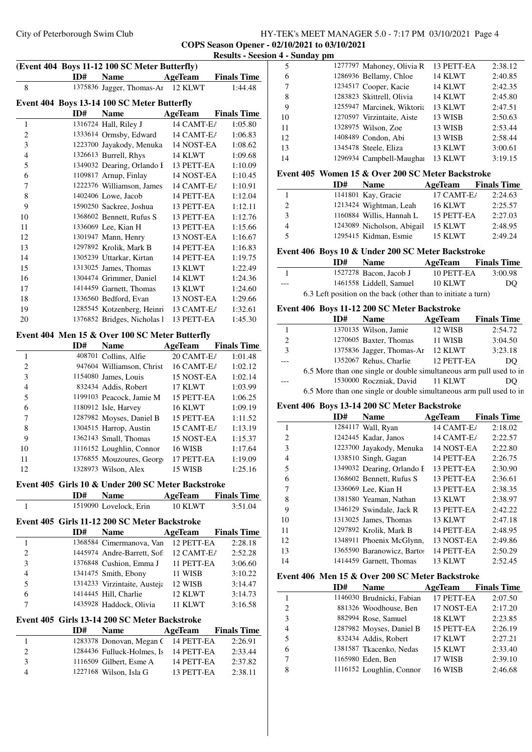City of Peterborough Swim Club

**COPS Season Opener - 02/10/2021 to 03/10/2021**

**Results - Seesion 4 - Sunday pm**

### (Event 404 Boys 11-12 100 SC Meter Butterfly)

| | ID# | Name | AgeTeam | Finals Time |
|---|---|---|---|---|
| 8 | 1375836 | Jagger, Thomas-Ar | 12 KLWT | 1:44.48 |

### Event 404 Boys 13-14 100 SC Meter Butterfly

| | ID# | Name | AgeTeam | Finals Time |
|---|---|---|---|---|
| 1 | 1316724 | Hall, Riley J | 14 CAMT-EA | 1:05.80 |
| 2 | 1333614 | Ormsby, Edward | 14 CAMT-EA | 1:06.83 |
| 3 | 1223700 | Jayakody, Menuka | 14 NOST-EA | 1:08.62 |
| 4 | 1326613 | Burrell, Rhys | 14 KLWT | 1:09.68 |
| 5 | 1349032 | Dearing, Orlando E | 13 PETT-EA | 1:10.09 |
| 6 | 1109817 | Arnup, Finlay | 14 NOST-EA | 1:10.45 |
| 7 | 1222376 | Williamson, James | 14 CAMT-EA | 1:10.91 |
| 8 | 1402406 | Lowe, Jacob | 14 PETT-EA | 1:12.04 |
| 9 | 1590250 | Sackree, Joshua | 13 PETT-EA | 1:12.11 |
| 10 | 1368602 | Bennett, Rufus S | 13 PETT-EA | 1:12.76 |
| 11 | 1336069 | Lee, Kian H | 13 PETT-EA | 1:15.66 |
| 12 | 1301947 | Mann, Henry | 13 NOST-EA | 1:16.67 |
| 13 | 1297892 | Krolik, Mark B | 14 PETT-EA | 1:16.83 |
| 14 | 1305239 | Uttarkar, Kirtan | 14 PETT-EA | 1:19.75 |
| 15 | 1313025 | James, Thomas | 13 KLWT | 1:22.49 |
| 16 | 1304474 | Grimmer, Daniel | 14 KLWT | 1:24.36 |
| 17 | 1414459 | Garnett, Thomas | 13 KLWT | 1:24.60 |
| 18 | 1336560 | Bedford, Evan | 13 NOST-EA | 1:29.66 |
| 19 | 1285545 | Kotzenberg, Heinri | 13 CAMT-EA | 1:32.61 |
| 20 | 1376852 | Bridges, Nicholas I | 13 PETT-EA | 1:45.30 |

### Event 404 Men 15 & Over 100 SC Meter Butterfly

| | ID# | Name | AgeTeam | Finals Time |
|---|---|---|---|---|
| 1 | 408701 | Collins, Alfie | 20 CAMT-EA | 1:01.48 |
| 2 | 947604 | Williamson, Christ | 16 CAMT-EA | 1:02.12 |
| 3 | 1154080 | James, Louis | 15 NOST-EA | 1:02.14 |
| 4 | 832434 | Addis, Robert | 17 KLWT | 1:03.99 |
| 5 | 1199103 | Peacock, Jamie M | 15 PETT-EA | 1:06.25 |
| 6 | 1180912 | Isle, Harvey | 16 KLWT | 1:09.19 |
| 7 | 1287982 | Moyses, Daniel B | 15 PETT-EA | 1:11.52 |
| 8 | 1304515 | Harrop, Austin | 15 CAMT-EA | 1:13.19 |
| 9 | 1362143 | Small, Thomas | 15 NOST-EA | 1:15.37 |
| 10 | 1116152 | Loughlin, Connor | 16 WISB | 1:17.64 |
| 11 | 1376855 | Mouzoures, George | 17 PETT-EA | 1:19.09 |
| 12 | 1328973 | Wilson, Alex | 15 WISB | 1:25.16 |

### Event 405 Girls 10 & Under 200 SC Meter Backstroke

| | ID# | Name | AgeTeam | Finals Time |
|---|---|---|---|---|
| 1 | 1519090 | Lovelock, Erin | 10 KLWT | 3:51.04 |

### Event 405 Girls 11-12 200 SC Meter Backstroke

| | ID# | Name | AgeTeam | Finals Time |
|---|---|---|---|---|
| 1 | 1368584 | Cimermanova, Van | 12 PETT-EA | 2:28.18 |
| 2 | 1445974 | Andre-Barrett, Sofi | 12 CAMT-EA | 2:52.28 |
| 3 | 1376848 | Cushion, Emma J | 11 PETT-EA | 3:06.60 |
| 4 | 1341475 | Smith, Ebony | 11 WISB | 3:10.22 |
| 5 | 1314233 | Virzintaite, Austeja | 12 WISB | 3:14.47 |
| 6 | 1414445 | Hill, Charlie | 12 KLWT | 3:14.73 |
| 7 | 1435928 | Haddock, Olivia | 11 KLWT | 3:16.58 |

### Event 405 Girls 13-14 200 SC Meter Backstroke

| | ID# | Name | AgeTeam | Finals Time |
|---|---|---|---|---|
| 1 | 1283378 | Donovan, Megan C | 14 PETT-EA | 2:26.91 |
| 2 | 1284436 | Fulluck-Holmes, Is | 14 PETT-EA | 2:33.44 |
| 3 | 1116509 | Gilbert, Esme A | 14 PETT-EA | 2:37.82 |
| 4 | 1227168 | Wilson, Isla G | 13 PETT-EA | 2:38.11 |
| 5 | 1277797 | Mahoney, Olivia R | 13 PETT-EA | 2:38.12 |
| 6 | 1286936 | Bellamy, Chloe | 14 KLWT | 2:40.85 |
| 7 | 1234517 | Cooper, Kacie | 14 KLWT | 2:42.35 |
| 8 | 1283823 | Skittrell, Olivia | 14 KLWT | 2:45.80 |
| 9 | 1255947 | Marcinek, Wiktoria | 13 KLWT | 2:47.51 |
| 10 | 1270597 | Virzintaite, Aiste | 13 WISB | 2:50.63 |
| 11 | 1328975 | Wilson, Zoe | 13 WISB | 2:53.44 |
| 12 | 1408489 | Condon, Abi | 13 WISB | 2:58.44 |
| 13 | 1345478 | Steele, Eliza | 13 KLWT | 3:00.61 |
| 14 | 1296934 | Campbell-Maughan | 13 KLWT | 3:19.15 |

### Event 405 Women 15 & Over 200 SC Meter Backstroke

| | ID# | Name | AgeTeam | Finals Time |
|---|---|---|---|---|
| 1 | 1141801 | Kay, Gracie | 17 CAMT-EA | 2:24.63 |
| 2 | 1213424 | Wightman, Leah | 16 KLWT | 2:25.57 |
| 3 | 1160884 | Willis, Hannah L | 15 PETT-EA | 2:27.03 |
| 4 | 1243089 | Nicholson, Abigail | 15 KLWT | 2:48.95 |
| 5 | 1295415 | Kidman, Esmie | 15 KLWT | 2:49.24 |

### Event 406 Boys 10 & Under 200 SC Meter Backstroke

| | ID# | Name | AgeTeam | Finals Time |
|---|---|---|---|---|
| 1 | 1527278 | Bacon, Jacob J | 10 PETT-EA | 3:00.98 |
| --- | 1461558 | Liddell, Samuel | 10 KLWT | DQ |

6.3 Left position on the back (other than to initiate a turn)

### Event 406 Boys 11-12 200 SC Meter Backstroke

| | ID# | Name | AgeTeam | Finals Time |
|---|---|---|---|---|
| 1 | 1370135 | Wilson, Jamie | 12 WISB | 2:54.72 |
| 2 | 1270605 | Baxter, Thomas | 11 WISB | 3:04.50 |
| 3 | 1375836 | Jagger, Thomas-Ar | 12 KLWT | 3:23.18 |
| --- | 1352067 | Rehus, Charlie | 12 PETT-EA | DQ |
| | | 6.5 More than one single or double simultaneous arm pull used to in | | |
| --- | 1530000 | Roczniak, David | 11 KLWT | DQ |
| | | 6.5 More than one single or double simultaneous arm pull used to in | | |

### Event 406 Boys 13-14 200 SC Meter Backstroke

| | ID# | Name | AgeTeam | Finals Time |
|---|---|---|---|---|
| 1 | 1284117 | Wall, Ryan | 14 CAMT-EA | 2:18.02 |
| 2 | 1242445 | Kadar, Janos | 14 CAMT-EA | 2:22.57 |
| 3 | 1223700 | Jayakody, Menuka | 14 NOST-EA | 2:22.80 |
| 4 | 1338510 | Singh, Gagan | 14 PETT-EA | 2:26.75 |
| 5 | 1349032 | Dearing, Orlando E | 13 PETT-EA | 2:30.90 |
| 6 | 1368602 | Bennett, Rufus S | 13 PETT-EA | 2:36.61 |
| 7 | 1336069 | Lee, Kian H | 13 PETT-EA | 2:38.35 |
| 8 | 1381580 | Yeaman, Nathan | 13 KLWT | 2:38.97 |
| 9 | 1346129 | Swindale, Jack R | 13 PETT-EA | 2:42.22 |
| 10 | 1313025 | James, Thomas | 13 KLWT | 2:47.18 |
| 11 | 1297892 | Krolik, Mark B | 14 PETT-EA | 2:48.95 |
| 12 | 1348911 | Phoenix McGlynn, | 13 NOST-EA | 2:49.86 |
| 13 | 1365590 | Baranowicz, Bartos | 14 PETT-EA | 2:50.29 |
| 14 | 1414459 | Garnett, Thomas | 13 KLWT | 2:52.45 |

### Event 406 Men 15 & Over 200 SC Meter Backstroke

| | ID# | Name | AgeTeam | Finals Time |
|---|---|---|---|---|
| 1 | 1146030 | Brudnicki, Fabian | 17 PETT-EA | 2:07.50 |
| 2 | 881326 | Woodhouse, Ben | 17 NOST-EA | 2:17.20 |
| 3 | 882994 | Rose, Samuel | 18 KLWT | 2:23.85 |
| 4 | 1287982 | Moyses, Daniel B | 15 PETT-EA | 2:26.19 |
| 5 | 832434 | Addis, Robert | 17 KLWT | 2:27.21 |
| 6 | 1381587 | Tkacenko, Nedas | 15 KLWT | 2:33.40 |
| 7 | 1165980 | Eden, Ben | 17 WISB | 2:39.10 |
| 8 | 1116152 | Loughlin, Connor | 16 WISB | 2:46.68 |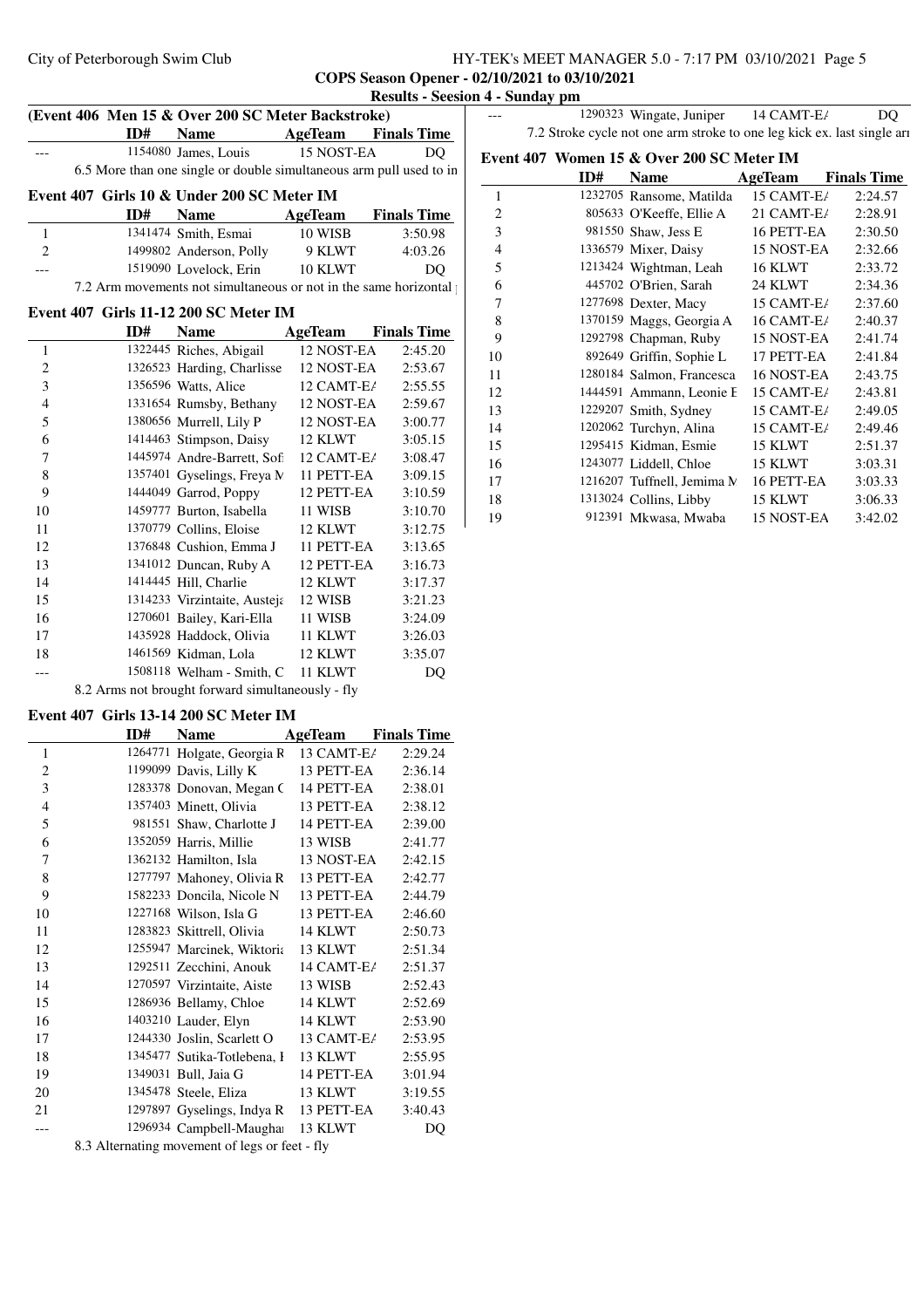**COPS Season Opener - 02/10/2021 to 03/10/2021**

**Results - Seesion 4 - Sunday pm**

### (Event 406 Men 15 & Over 200 SC Meter Backstroke)

| | ID# | Name | AgeTeam | Finals Time |
|---|---|---|---|---|
| --- | 1154080 | James, Louis | 15 NOST-EA | DQ |

6.5 More than one single or double simultaneous arm pull used to in

### Event 407 Girls 10 & Under 200 SC Meter IM

| | ID# | Name | AgeTeam | Finals Time |
|---|---|---|---|---|
| 1 | 1341474 | Smith, Esmai | 10 WISB | 3:50.98 |
| 2 | 1499802 | Anderson, Polly | 9 KLWT | 4:03.26 |
| --- | 1519090 | Lovelock, Erin | 10 KLWT | DQ |

7.2 Arm movements not simultaneous or not in the same horizontal p

### Event 407 Girls 11-12 200 SC Meter IM

| | ID# | Name | AgeTeam | Finals Time |
|---|---|---|---|---|
| 1 | 1322445 | Riches, Abigail | 12 NOST-EA | 2:45.20 |
| 2 | 1326523 | Harding, Charlisse | 12 NOST-EA | 2:53.67 |
| 3 | 1356596 | Watts, Alice | 12 CAMT-EA | 2:55.55 |
| 4 | 1331654 | Rumsby, Bethany | 12 NOST-EA | 2:59.67 |
| 5 | 1380656 | Murrell, Lily P | 12 NOST-EA | 3:00.77 |
| 6 | 1414463 | Stimpson, Daisy | 12 KLWT | 3:05.15 |
| 7 | 1445974 | Andre-Barrett, Sofi | 12 CAMT-EA | 3:08.47 |
| 8 | 1357401 | Gyselings, Freya M | 11 PETT-EA | 3:09.15 |
| 9 | 1444049 | Garrod, Poppy | 12 PETT-EA | 3:10.59 |
| 10 | 1459777 | Burton, Isabella | 11 WISB | 3:10.70 |
| 11 | 1370779 | Collins, Eloise | 12 KLWT | 3:12.75 |
| 12 | 1376848 | Cushion, Emma J | 11 PETT-EA | 3:13.65 |
| 13 | 1341012 | Duncan, Ruby A | 12 PETT-EA | 3:16.73 |
| 14 | 1414445 | Hill, Charlie | 12 KLWT | 3:17.37 |
| 15 | 1314233 | Virzintaite, Austeja | 12 WISB | 3:21.23 |
| 16 | 1270601 | Bailey, Kari-Ella | 11 WISB | 3:24.09 |
| 17 | 1435928 | Haddock, Olivia | 11 KLWT | 3:26.03 |
| 18 | 1461569 | Kidman, Lola | 12 KLWT | 3:35.07 |
| --- | 1508118 | Welham - Smith, C | 11 KLWT | DQ |

8.2 Arms not brought forward simultaneously - fly

### Event 407 Girls 13-14 200 SC Meter IM

| | ID# | Name | AgeTeam | Finals Time |
|---|---|---|---|---|
| 1 | 1264771 | Holgate, Georgia R | 13 CAMT-EA | 2:29.24 |
| 2 | 1199099 | Davis, Lilly K | 13 PETT-EA | 2:36.14 |
| 3 | 1283378 | Donovan, Megan C | 14 PETT-EA | 2:38.01 |
| 4 | 1357403 | Minett, Olivia | 13 PETT-EA | 2:38.12 |
| 5 | 981551 | Shaw, Charlotte J | 14 PETT-EA | 2:39.00 |
| 6 | 1352059 | Harris, Millie | 13 WISB | 2:41.77 |
| 7 | 1362132 | Hamilton, Isla | 13 NOST-EA | 2:42.15 |
| 8 | 1277797 | Mahoney, Olivia R | 13 PETT-EA | 2:42.77 |
| 9 | 1582233 | Doncila, Nicole N | 13 PETT-EA | 2:44.79 |
| 10 | 1227168 | Wilson, Isla G | 13 PETT-EA | 2:46.60 |
| 11 | 1283823 | Skittrell, Olivia | 14 KLWT | 2:50.73 |
| 12 | 1255947 | Marcinek, Wiktoria | 13 KLWT | 2:51.34 |
| 13 | 1292511 | Zecchini, Anouk | 14 CAMT-EA | 2:51.37 |
| 14 | 1270597 | Virzintaite, Aiste | 13 WISB | 2:52.43 |
| 15 | 1286936 | Bellamy, Chloe | 14 KLWT | 2:52.69 |
| 16 | 1403210 | Lauder, Elyn | 14 KLWT | 2:53.90 |
| 17 | 1244330 | Joslin, Scarlett O | 13 CAMT-EA | 2:53.95 |
| 18 | 1345477 | Sutika-Totlebena, I | 13 KLWT | 2:55.95 |
| 19 | 1349031 | Bull, Jaia G | 14 PETT-EA | 3:01.94 |
| 20 | 1345478 | Steele, Eliza | 13 KLWT | 3:19.55 |
| 21 | 1297897 | Gyselings, Indya R | 13 PETT-EA | 3:40.43 |
| --- | 1296934 | Campbell-Maughan | 13 KLWT | DQ |

8.3 Alternating movement of legs or feet - fly

| | ID# | Name | AgeTeam | Finals Time |
|---|---|---|---|---|
| --- | 1290323 | Wingate, Juniper | 14 CAMT-EA | DQ |

7.2 Stroke cycle not one arm stroke to one leg kick ex. last single ari

### Event 407 Women 15 & Over 200 SC Meter IM

| | ID# | Name | AgeTeam | Finals Time |
|---|---|---|---|---|
| 1 | 1232705 | Ransome, Matilda | 15 CAMT-EA | 2:24.57 |
| 2 | 805633 | O'Keeffe, Ellie A | 21 CAMT-EA | 2:28.91 |
| 3 | 981550 | Shaw, Jess E | 16 PETT-EA | 2:30.50 |
| 4 | 1336579 | Mixer, Daisy | 15 NOST-EA | 2:32.66 |
| 5 | 1213424 | Wightman, Leah | 16 KLWT | 2:33.72 |
| 6 | 445702 | O'Brien, Sarah | 24 KLWT | 2:34.36 |
| 7 | 1277698 | Dexter, Macy | 15 CAMT-EA | 2:37.60 |
| 8 | 1370159 | Maggs, Georgia A | 16 CAMT-EA | 2:40.37 |
| 9 | 1292798 | Chapman, Ruby | 15 NOST-EA | 2:41.74 |
| 10 | 892649 | Griffin, Sophie L | 17 PETT-EA | 2:41.84 |
| 11 | 1280184 | Salmon, Francesca | 16 NOST-EA | 2:43.75 |
| 12 | 1444591 | Ammann, Leonie E | 15 CAMT-EA | 2:43.81 |
| 13 | 1229207 | Smith, Sydney | 15 CAMT-EA | 2:49.05 |
| 14 | 1202062 | Turchyn, Alina | 15 CAMT-EA | 2:49.46 |
| 15 | 1295415 | Kidman, Esmie | 15 KLWT | 2:51.37 |
| 16 | 1243077 | Liddell, Chloe | 15 KLWT | 3:03.31 |
| 17 | 1216207 | Tuffnell, Jemima M | 16 PETT-EA | 3:03.33 |
| 18 | 1313024 | Collins, Libby | 15 KLWT | 3:06.33 |
| 19 | 912391 | Mkwasa, Mwaba | 15 NOST-EA | 3:42.02 |